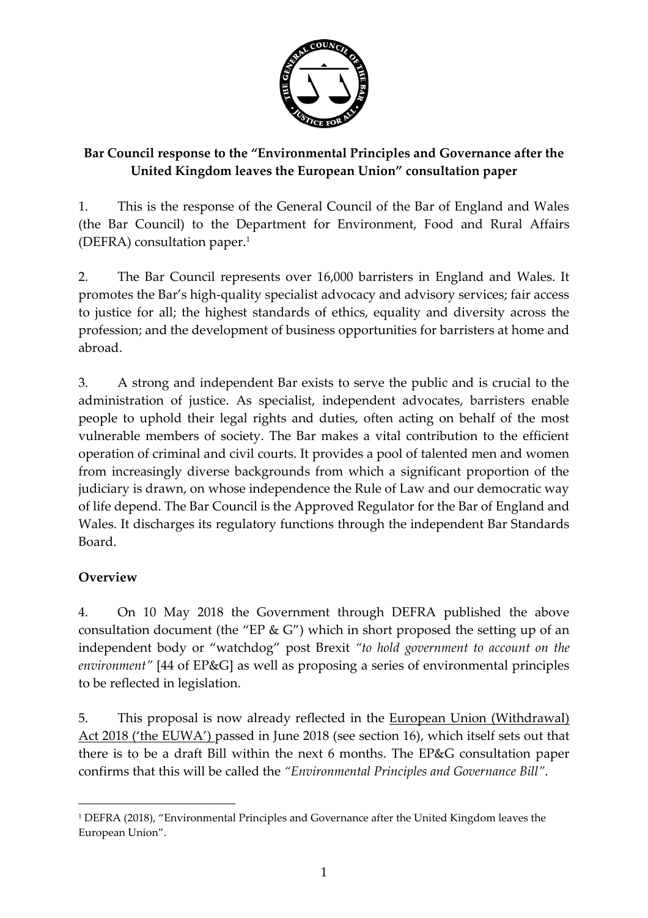**Bar Council response to the "Environmental Principles and Governance after the United Kingdom leaves the European Union" consultation paper**

1. This is the response of the General Council of the Bar of England and Wales (the Bar Council) to the Department for Environment, Food and Rural Affairs (DEFRA) consultation paper.[1]

2. The Bar Council represents over 16,000 barristers in England and Wales. It promotes the Bar's high-quality specialist advocacy and advisory services; fair access to justice for all; the highest standards of ethics, equality and diversity across the profession; and the development of business opportunities for barristers at home and abroad.

3. A strong and independent Bar exists to serve the public and is crucial to the administration of justice. As specialist, independent advocates, barristers enable people to uphold their legal rights and duties, often acting on behalf of the most vulnerable members of society. The Bar makes a vital contribution to the efficient operation of criminal and civil courts. It provides a pool of talented men and women from increasingly diverse backgrounds from which a significant proportion of the judiciary is drawn, on whose independence the Rule of Law and our democratic way of life depend. The Bar Council is the Approved Regulator for the Bar of England and Wales. It discharges its regulatory functions through the independent Bar Standards Board.

## Overview

4. On 10 May 2018 the Government through DEFRA published the above consultation document (the "EP & G") which in short proposed the setting up of an independent body or "watchdog" post Brexit *"to hold government to account on the environment"* [44 of EP&G] as well as proposing a series of environmental principles to be reflected in legislation.

5. This proposal is now already reflected in the European Union (Withdrawal) Act 2018 ('the EUWA') passed in June 2018 (see section 16), which itself sets out that there is to be a draft Bill within the next 6 months. The EP&G consultation paper confirms that this will be called the *"Environmental Principles and Governance Bill"*.

---

[1] DEFRA (2018), "Environmental Principles and Governance after the United Kingdom leaves the European Union".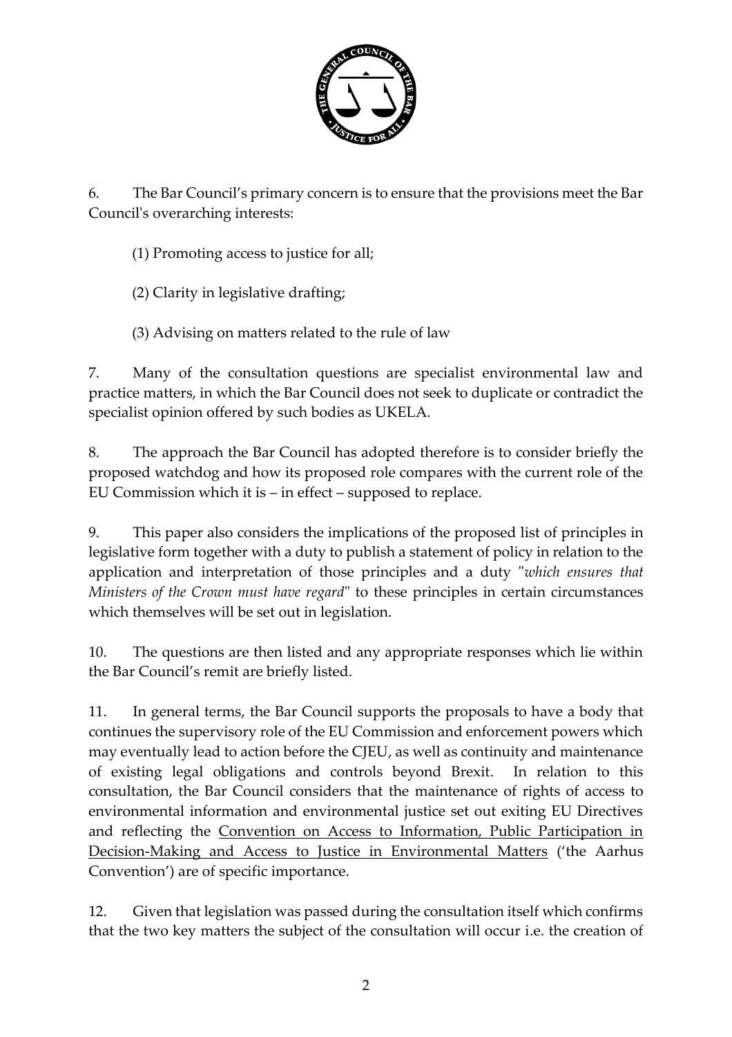6. The Bar Council's primary concern is to ensure that the provisions meet the Bar Council's overarching interests:

(1) Promoting access to justice for all;

(2) Clarity in legislative drafting;

(3) Advising on matters related to the rule of law

7. Many of the consultation questions are specialist environmental law and practice matters, in which the Bar Council does not seek to duplicate or contradict the specialist opinion offered by such bodies as UKELA.

8. The approach the Bar Council has adopted therefore is to consider briefly the proposed watchdog and how its proposed role compares with the current role of the EU Commission which it is – in effect – supposed to replace.

9. This paper also considers the implications of the proposed list of principles in legislative form together with a duty to publish a statement of policy in relation to the application and interpretation of those principles and a duty "*which ensures that Ministers of the Crown must have regard*" to these principles in certain circumstances which themselves will be set out in legislation.

10. The questions are then listed and any appropriate responses which lie within the Bar Council's remit are briefly listed.

11. In general terms, the Bar Council supports the proposals to have a body that continues the supervisory role of the EU Commission and enforcement powers which may eventually lead to action before the CJEU, as well as continuity and maintenance of existing legal obligations and controls beyond Brexit. In relation to this consultation, the Bar Council considers that the maintenance of rights of access to environmental information and environmental justice set out exiting EU Directives and reflecting the Convention on Access to Information, Public Participation in Decision-Making and Access to Justice in Environmental Matters ('the Aarhus Convention') are of specific importance.

12. Given that legislation was passed during the consultation itself which confirms that the two key matters the subject of the consultation will occur i.e. the creation of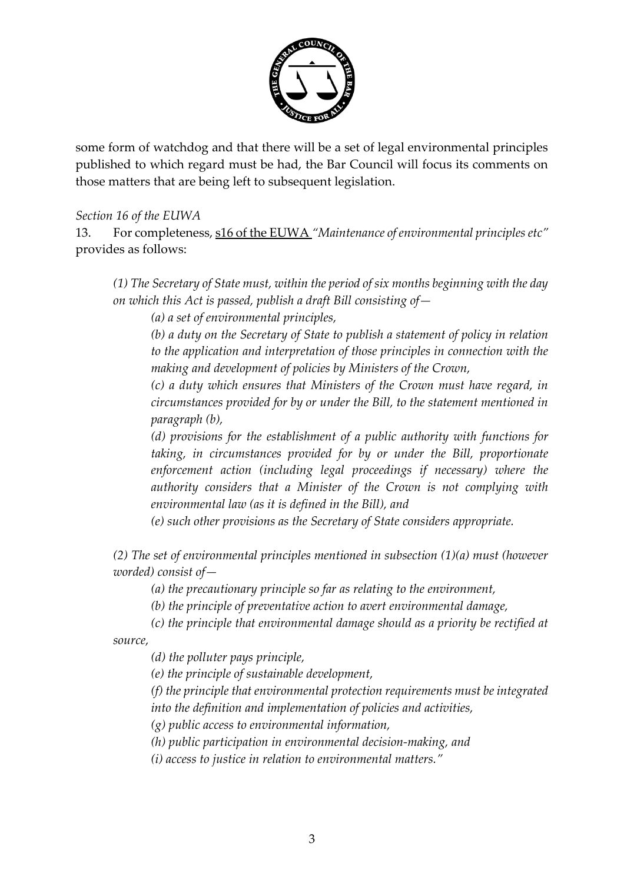some form of watchdog and that there will be a set of legal environmental principles published to which regard must be had, the Bar Council will focus its comments on those matters that are being left to subsequent legislation.

*Section 16 of the EUWA*

13. For completeness, s16 of the EUWA *"Maintenance of environmental principles etc"* provides as follows:

> *(1) The Secretary of State must, within the period of six months beginning with the day on which this Act is passed, publish a draft Bill consisting of—*
>
> *(a) a set of environmental principles,*
>
> *(b) a duty on the Secretary of State to publish a statement of policy in relation to the application and interpretation of those principles in connection with the making and development of policies by Ministers of the Crown,*
>
> *(c) a duty which ensures that Ministers of the Crown must have regard, in circumstances provided for by or under the Bill, to the statement mentioned in paragraph (b),*
>
> *(d) provisions for the establishment of a public authority with functions for taking, in circumstances provided for by or under the Bill, proportionate enforcement action (including legal proceedings if necessary) where the authority considers that a Minister of the Crown is not complying with environmental law (as it is defined in the Bill), and*
>
> *(e) such other provisions as the Secretary of State considers appropriate.*
>
> *(2) The set of environmental principles mentioned in subsection (1)(a) must (however worded) consist of—*
>
> *(a) the precautionary principle so far as relating to the environment,*
>
> *(b) the principle of preventative action to avert environmental damage,*
>
> *(c) the principle that environmental damage should as a priority be rectified at source,*
>
> *(d) the polluter pays principle,*
>
> *(e) the principle of sustainable development,*
>
> *(f) the principle that environmental protection requirements must be integrated into the definition and implementation of policies and activities,*
>
> *(g) public access to environmental information,*
>
> *(h) public participation in environmental decision-making, and*
>
> *(i) access to justice in relation to environmental matters."*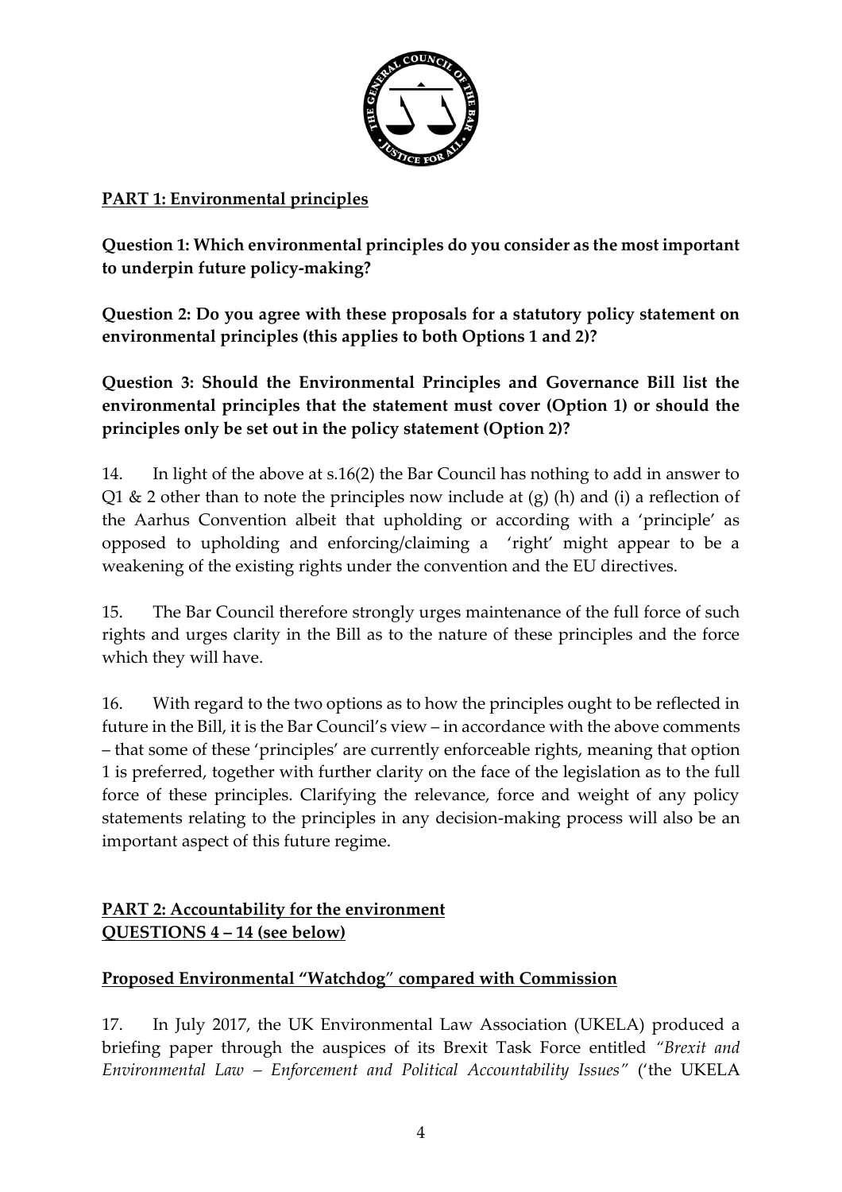**PART 1: Environmental principles**

**Question 1: Which environmental principles do you consider as the most important to underpin future policy-making?**

**Question 2: Do you agree with these proposals for a statutory policy statement on environmental principles (this applies to both Options 1 and 2)?**

**Question 3: Should the Environmental Principles and Governance Bill list the environmental principles that the statement must cover (Option 1) or should the principles only be set out in the policy statement (Option 2)?**

14. In light of the above at s.16(2) the Bar Council has nothing to add in answer to Q1 & 2 other than to note the principles now include at (g) (h) and (i) a reflection of the Aarhus Convention albeit that upholding or according with a 'principle' as opposed to upholding and enforcing/claiming a 'right' might appear to be a weakening of the existing rights under the convention and the EU directives.

15. The Bar Council therefore strongly urges maintenance of the full force of such rights and urges clarity in the Bill as to the nature of these principles and the force which they will have.

16. With regard to the two options as to how the principles ought to be reflected in future in the Bill, it is the Bar Council's view – in accordance with the above comments – that some of these 'principles' are currently enforceable rights, meaning that option 1 is preferred, together with further clarity on the face of the legislation as to the full force of these principles. Clarifying the relevance, force and weight of any policy statements relating to the principles in any decision-making process will also be an important aspect of this future regime.

**PART 2: Accountability for the environment**
**QUESTIONS 4 – 14 (see below)**

**Proposed Environmental "Watchdog" compared with Commission**

17. In July 2017, the UK Environmental Law Association (UKELA) produced a briefing paper through the auspices of its Brexit Task Force entitled *"Brexit and Environmental Law – Enforcement and Political Accountability Issues"* ('the UKELA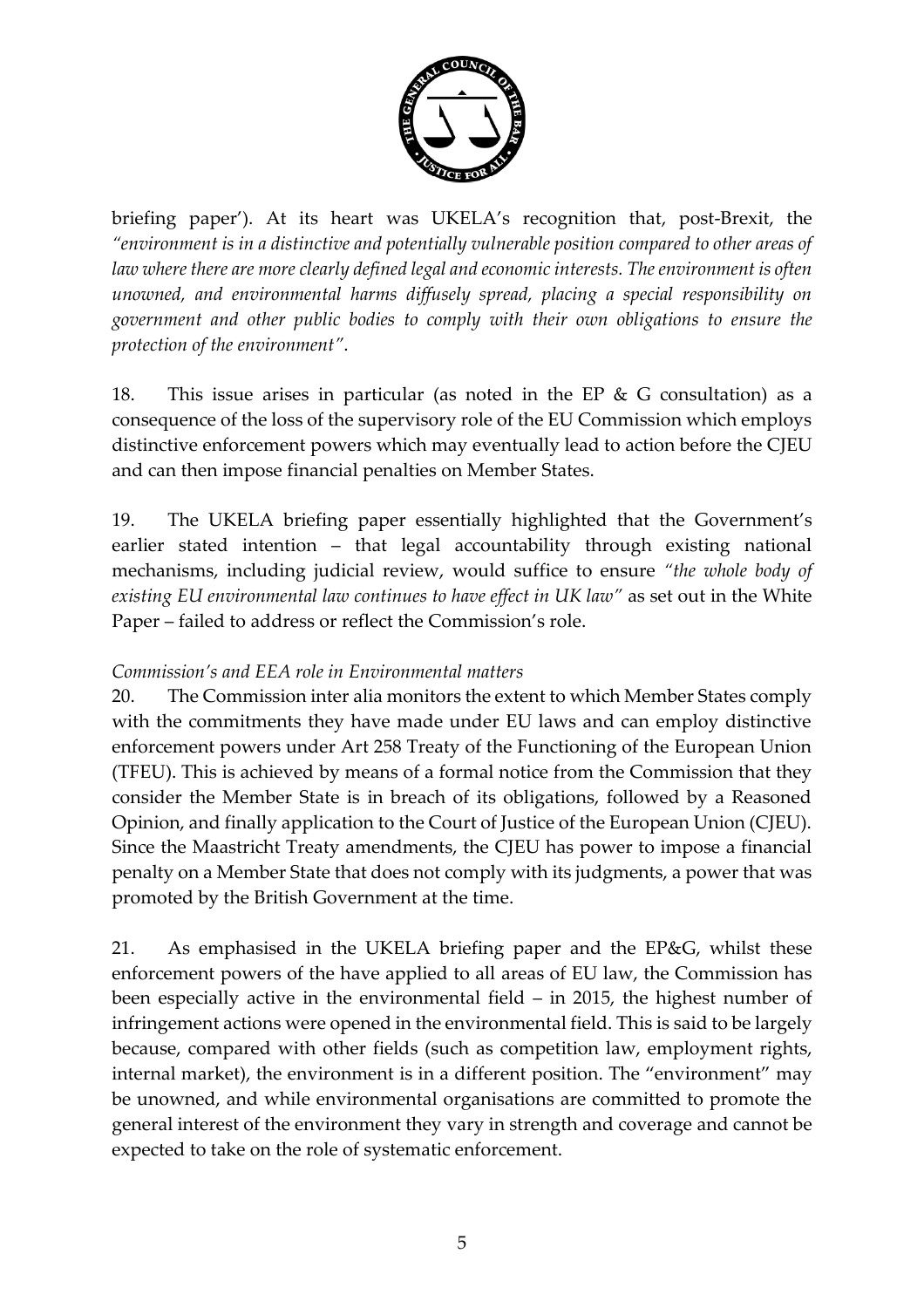briefing paper'). At its heart was UKELA's recognition that, post-Brexit, the *"environment is in a distinctive and potentially vulnerable position compared to other areas of law where there are more clearly defined legal and economic interests. The environment is often unowned, and environmental harms diffusely spread, placing a special responsibility on government and other public bodies to comply with their own obligations to ensure the protection of the environment"*.

18. This issue arises in particular (as noted in the EP & G consultation) as a consequence of the loss of the supervisory role of the EU Commission which employs distinctive enforcement powers which may eventually lead to action before the CJEU and can then impose financial penalties on Member States.

19. The UKELA briefing paper essentially highlighted that the Government's earlier stated intention – that legal accountability through existing national mechanisms, including judicial review, would suffice to ensure *"the whole body of existing EU environmental law continues to have effect in UK law"* as set out in the White Paper – failed to address or reflect the Commission's role.

*Commission's and EEA role in Environmental matters*

20. The Commission inter alia monitors the extent to which Member States comply with the commitments they have made under EU laws and can employ distinctive enforcement powers under Art 258 Treaty of the Functioning of the European Union (TFEU). This is achieved by means of a formal notice from the Commission that they consider the Member State is in breach of its obligations, followed by a Reasoned Opinion, and finally application to the Court of Justice of the European Union (CJEU). Since the Maastricht Treaty amendments, the CJEU has power to impose a financial penalty on a Member State that does not comply with its judgments, a power that was promoted by the British Government at the time.

21. As emphasised in the UKELA briefing paper and the EP&G, whilst these enforcement powers of the have applied to all areas of EU law, the Commission has been especially active in the environmental field – in 2015, the highest number of infringement actions were opened in the environmental field. This is said to be largely because, compared with other fields (such as competition law, employment rights, internal market), the environment is in a different position. The "environment" may be unowned, and while environmental organisations are committed to promote the general interest of the environment they vary in strength and coverage and cannot be expected to take on the role of systematic enforcement.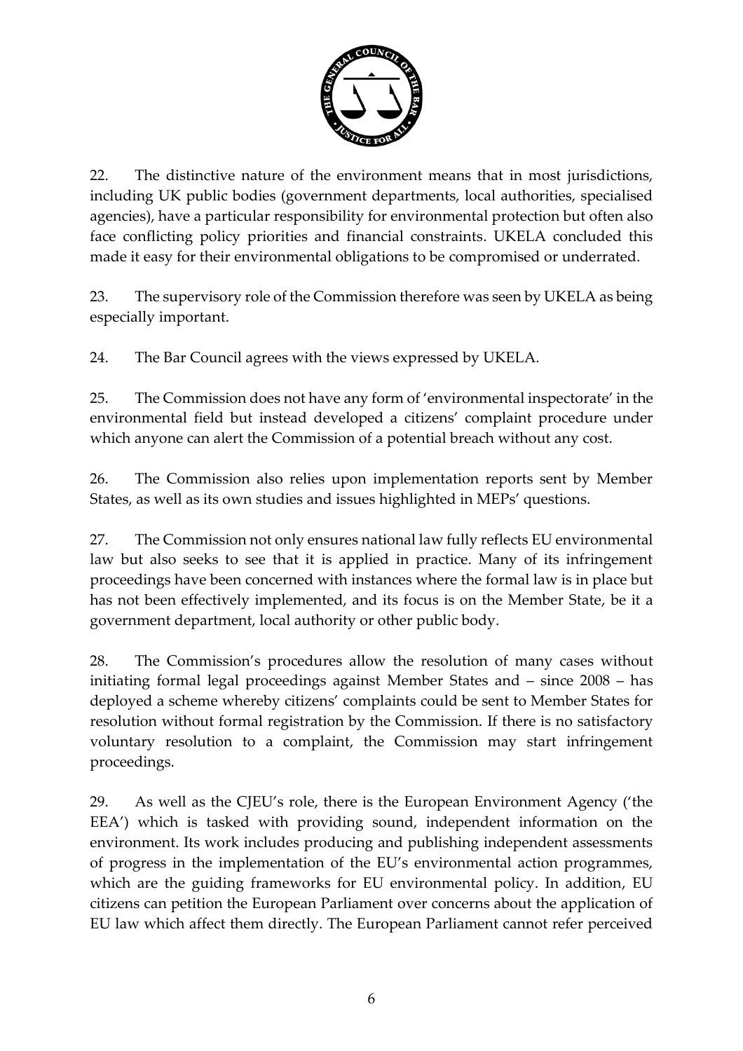22. The distinctive nature of the environment means that in most jurisdictions, including UK public bodies (government departments, local authorities, specialised agencies), have a particular responsibility for environmental protection but often also face conflicting policy priorities and financial constraints. UKELA concluded this made it easy for their environmental obligations to be compromised or underrated.

23. The supervisory role of the Commission therefore was seen by UKELA as being especially important.

24. The Bar Council agrees with the views expressed by UKELA.

25. The Commission does not have any form of 'environmental inspectorate' in the environmental field but instead developed a citizens' complaint procedure under which anyone can alert the Commission of a potential breach without any cost.

26. The Commission also relies upon implementation reports sent by Member States, as well as its own studies and issues highlighted in MEPs' questions.

27. The Commission not only ensures national law fully reflects EU environmental law but also seeks to see that it is applied in practice. Many of its infringement proceedings have been concerned with instances where the formal law is in place but has not been effectively implemented, and its focus is on the Member State, be it a government department, local authority or other public body.

28. The Commission's procedures allow the resolution of many cases without initiating formal legal proceedings against Member States and – since 2008 – has deployed a scheme whereby citizens' complaints could be sent to Member States for resolution without formal registration by the Commission. If there is no satisfactory voluntary resolution to a complaint, the Commission may start infringement proceedings.

29. As well as the CJEU's role, there is the European Environment Agency ('the EEA') which is tasked with providing sound, independent information on the environment. Its work includes producing and publishing independent assessments of progress in the implementation of the EU's environmental action programmes, which are the guiding frameworks for EU environmental policy. In addition, EU citizens can petition the European Parliament over concerns about the application of EU law which affect them directly. The European Parliament cannot refer perceived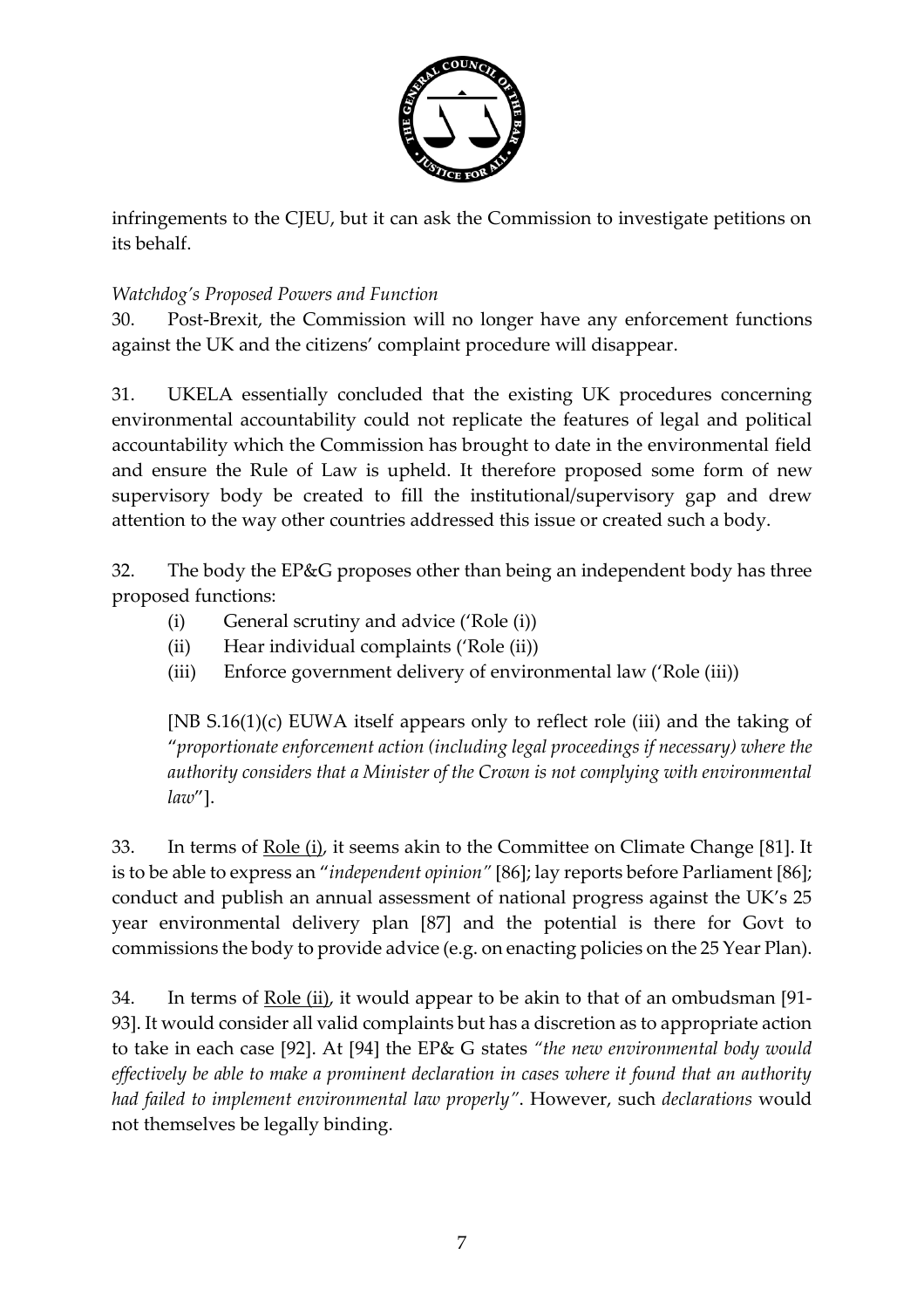infringements to the CJEU, but it can ask the Commission to investigate petitions on its behalf.

*Watchdog's Proposed Powers and Function*

30. Post-Brexit, the Commission will no longer have any enforcement functions against the UK and the citizens' complaint procedure will disappear.

31. UKELA essentially concluded that the existing UK procedures concerning environmental accountability could not replicate the features of legal and political accountability which the Commission has brought to date in the environmental field and ensure the Rule of Law is upheld. It therefore proposed some form of new supervisory body be created to fill the institutional/supervisory gap and drew attention to the way other countries addressed this issue or created such a body.

32. The body the EP&G proposes other than being an independent body has three proposed functions:

   (i) General scrutiny and advice ('Role (i))
   (ii) Hear individual complaints ('Role (ii))
   (iii) Enforce government delivery of environmental law ('Role (iii))

   [NB S.16(1)(c) EUWA itself appears only to reflect role (iii) and the taking of "*proportionate enforcement action (including legal proceedings if necessary) where the authority considers that a Minister of the Crown is not complying with environmental law*"].

33. In terms of Role (i), it seems akin to the Committee on Climate Change [81]. It is to be able to express an "*independent opinion"* [86]; lay reports before Parliament [86]; conduct and publish an annual assessment of national progress against the UK's 25 year environmental delivery plan [87] and the potential is there for Govt to commissions the body to provide advice (e.g. on enacting policies on the 25 Year Plan).

34. In terms of Role (ii), it would appear to be akin to that of an ombudsman [91-93]. It would consider all valid complaints but has a discretion as to appropriate action to take in each case [92]. At [94] the EP& G states *"the new environmental body would effectively be able to make a prominent declaration in cases where it found that an authority had failed to implement environmental law properly"*. However, such *declarations* would not themselves be legally binding.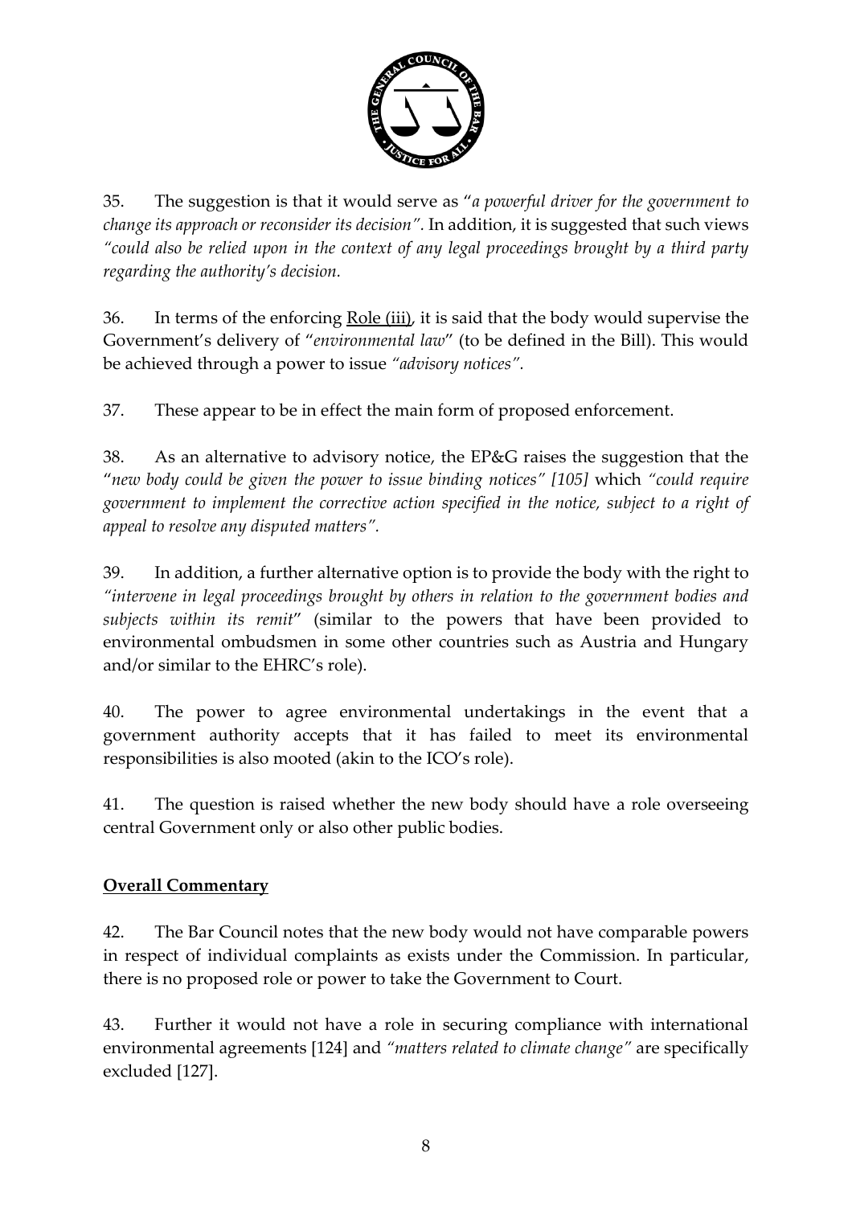35. The suggestion is that it would serve as "*a powerful driver for the government to change its approach or reconsider its decision".* In addition, it is suggested that such views *"could also be relied upon in the context of any legal proceedings brought by a third party regarding the authority's decision.*

36. In terms of the enforcing Role (iii), it is said that the body would supervise the Government's delivery of "*environmental law*" (to be defined in the Bill). This would be achieved through a power to issue *"advisory notices".*

37. These appear to be in effect the main form of proposed enforcement.

38. As an alternative to advisory notice, the EP&G raises the suggestion that the "*new body could be given the power to issue binding notices" [105]* which *"could require government to implement the corrective action specified in the notice, subject to a right of appeal to resolve any disputed matters".*

39. In addition, a further alternative option is to provide the body with the right to *"intervene in legal proceedings brought by others in relation to the government bodies and subjects within its remit*" (similar to the powers that have been provided to environmental ombudsmen in some other countries such as Austria and Hungary and/or similar to the EHRC's role).

40. The power to agree environmental undertakings in the event that a government authority accepts that it has failed to meet its environmental responsibilities is also mooted (akin to the ICO's role).

41. The question is raised whether the new body should have a role overseeing central Government only or also other public bodies.

## Overall Commentary

42. The Bar Council notes that the new body would not have comparable powers in respect of individual complaints as exists under the Commission. In particular, there is no proposed role or power to take the Government to Court.

43. Further it would not have a role in securing compliance with international environmental agreements [124] and *"matters related to climate change"* are specifically excluded [127].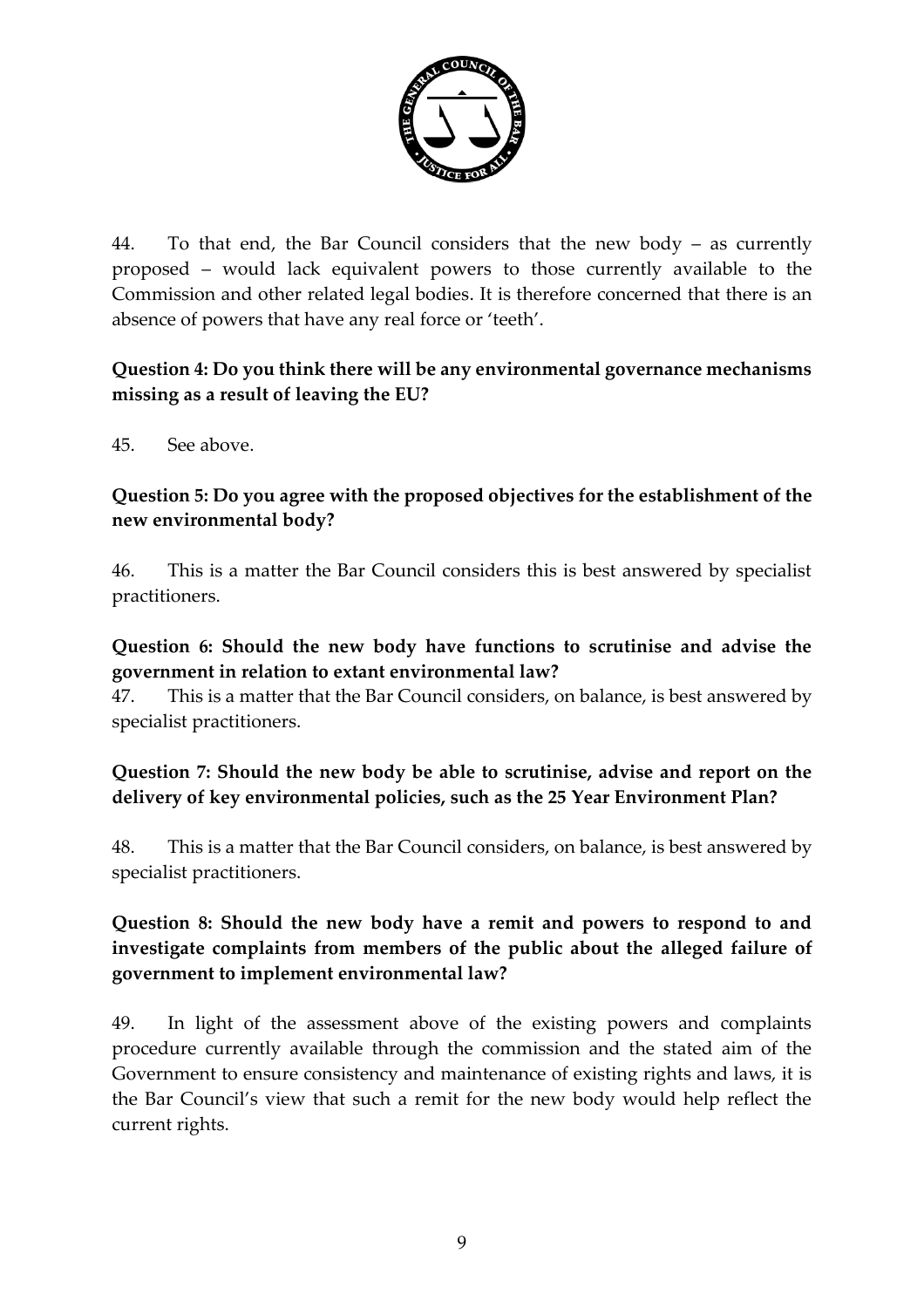44. To that end, the Bar Council considers that the new body – as currently proposed – would lack equivalent powers to those currently available to the Commission and other related legal bodies. It is therefore concerned that there is an absence of powers that have any real force or 'teeth'.

**Question 4: Do you think there will be any environmental governance mechanisms missing as a result of leaving the EU?**

45. See above.

**Question 5: Do you agree with the proposed objectives for the establishment of the new environmental body?**

46. This is a matter the Bar Council considers this is best answered by specialist practitioners.

**Question 6: Should the new body have functions to scrutinise and advise the government in relation to extant environmental law?**

47. This is a matter that the Bar Council considers, on balance, is best answered by specialist practitioners.

**Question 7: Should the new body be able to scrutinise, advise and report on the delivery of key environmental policies, such as the 25 Year Environment Plan?**

48. This is a matter that the Bar Council considers, on balance, is best answered by specialist practitioners.

**Question 8: Should the new body have a remit and powers to respond to and investigate complaints from members of the public about the alleged failure of government to implement environmental law?**

49. In light of the assessment above of the existing powers and complaints procedure currently available through the commission and the stated aim of the Government to ensure consistency and maintenance of existing rights and laws, it is the Bar Council's view that such a remit for the new body would help reflect the current rights.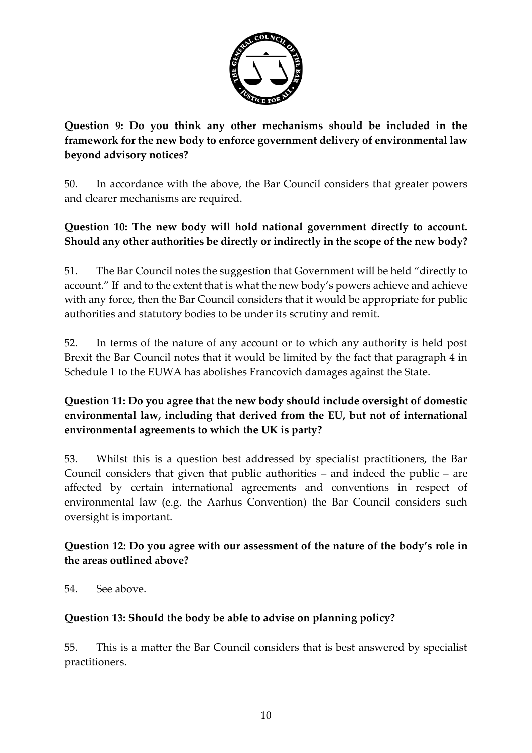**Question 9: Do you think any other mechanisms should be included in the framework for the new body to enforce government delivery of environmental law beyond advisory notices?**

50. In accordance with the above, the Bar Council considers that greater powers and clearer mechanisms are required.

**Question 10: The new body will hold national government directly to account. Should any other authorities be directly or indirectly in the scope of the new body?**

51. The Bar Council notes the suggestion that Government will be held "directly to account." If and to the extent that is what the new body's powers achieve and achieve with any force, then the Bar Council considers that it would be appropriate for public authorities and statutory bodies to be under its scrutiny and remit.

52. In terms of the nature of any account or to which any authority is held post Brexit the Bar Council notes that it would be limited by the fact that paragraph 4 in Schedule 1 to the EUWA has abolishes Francovich damages against the State.

**Question 11: Do you agree that the new body should include oversight of domestic environmental law, including that derived from the EU, but not of international environmental agreements to which the UK is party?**

53. Whilst this is a question best addressed by specialist practitioners, the Bar Council considers that given that public authorities – and indeed the public – are affected by certain international agreements and conventions in respect of environmental law (e.g. the Aarhus Convention) the Bar Council considers such oversight is important.

**Question 12: Do you agree with our assessment of the nature of the body's role in the areas outlined above?**

54. See above.

**Question 13: Should the body be able to advise on planning policy?**

55. This is a matter the Bar Council considers that is best answered by specialist practitioners.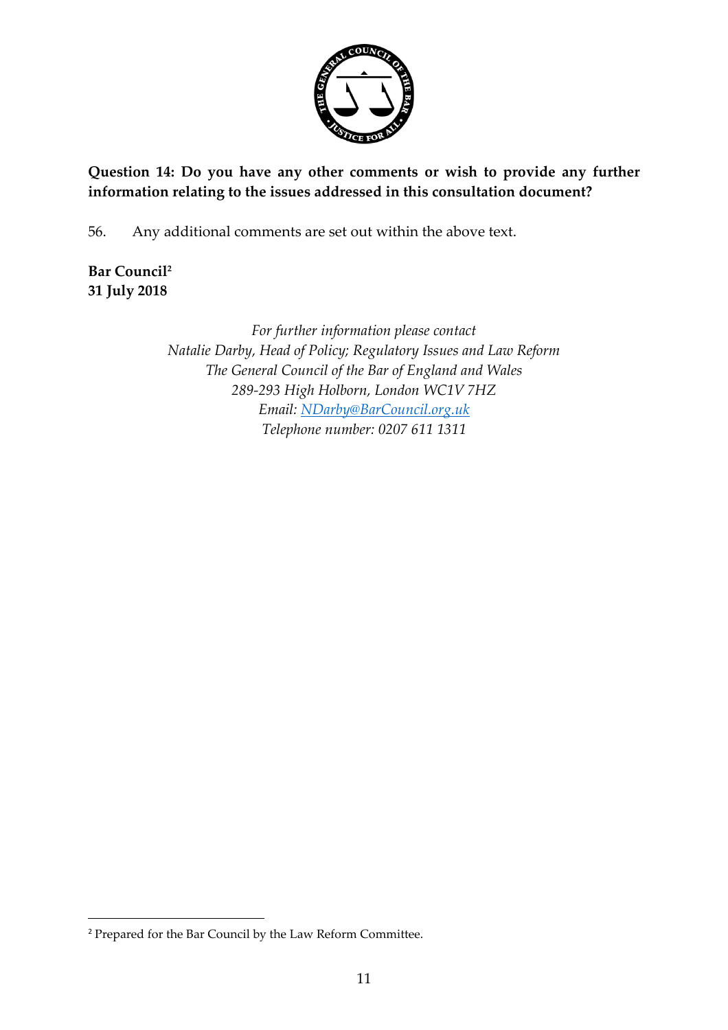**Question 14: Do you have any other comments or wish to provide any further information relating to the issues addressed in this consultation document?**

56. Any additional comments are set out within the above text.

**Bar Council**[2]
**31 July 2018**

*For further information please contact*
*Natalie Darby, Head of Policy; Regulatory Issues and Law Reform*
*The General Council of the Bar of England and Wales*
*289-293 High Holborn, London WC1V 7HZ*
*Email: NDarby@BarCouncil.org.uk*
*Telephone number: 0207 611 1311*

[2] Prepared for the Bar Council by the Law Reform Committee.